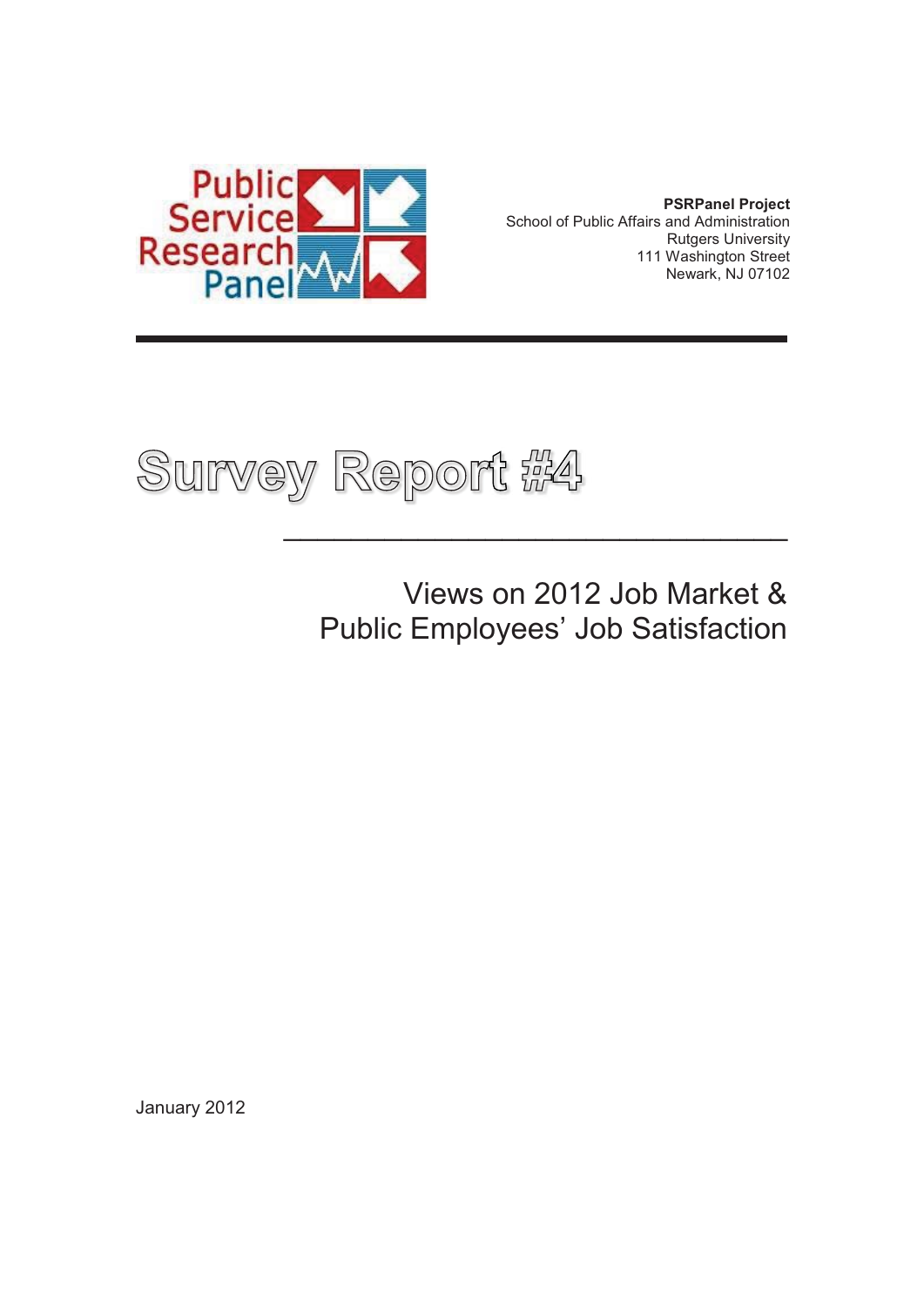Public Service Research Panel

**PSRPanel Project**
School of Public Affairs and Administration
Rutgers University
111 Washington Street
Newark, NJ 07102

# Survey Report #4

## Views on 2012 Job Market & Public Employees' Job Satisfaction

January 2012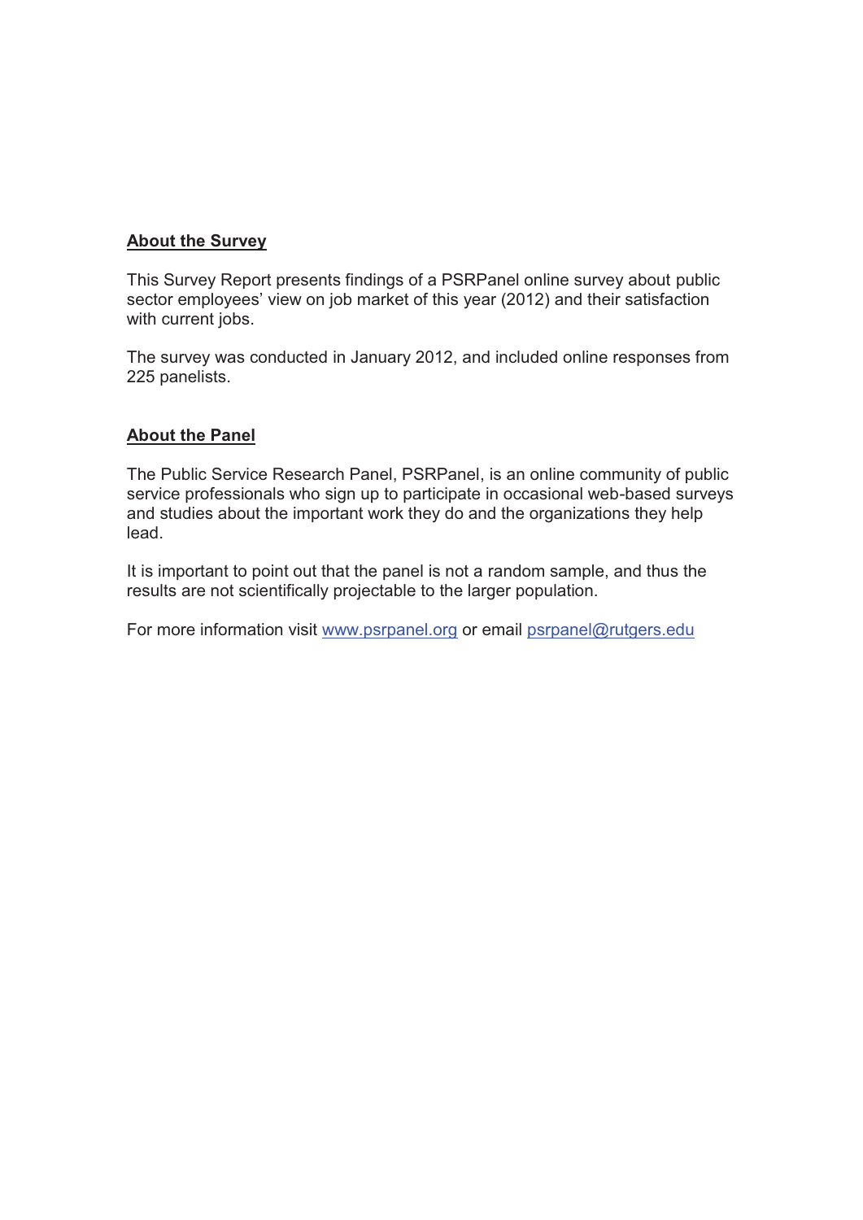## About the Survey

This Survey Report presents findings of a PSRPanel online survey about public sector employees' view on job market of this year (2012) and their satisfaction with current jobs.

The survey was conducted in January 2012, and included online responses from 225 panelists.

## About the Panel

The Public Service Research Panel, PSRPanel, is an online community of public service professionals who sign up to participate in occasional web-based surveys and studies about the important work they do and the organizations they help lead.

It is important to point out that the panel is not a random sample, and thus the results are not scientifically projectable to the larger population.

For more information visit www.psrpanel.org or email psrpanel@rutgers.edu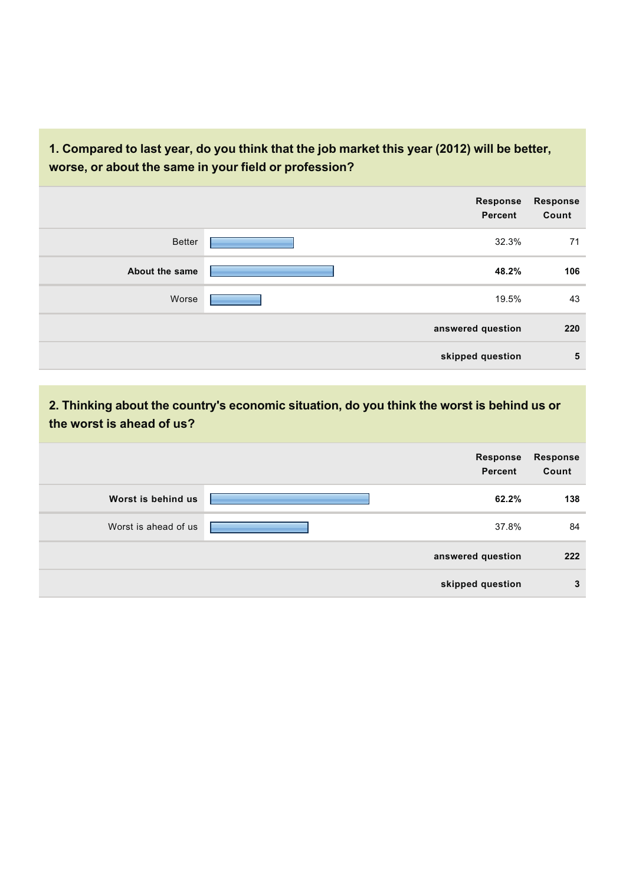## 1. Compared to last year, do you think that the job market this year (2012) will be better, worse, or about the same in your field or profession?

| | Response Percent | Response Count |
|---|---|---|
| Better | 32.3% | 71 |
| **About the same** | **48.2%** | **106** |
| Worse | 19.5% | 43 |
| | **answered question** | **220** |
| | **skipped question** | **5** |

## 2. Thinking about the country's economic situation, do you think the worst is behind us or the worst is ahead of us?

| | Response Percent | Response Count |
|---|---|---|
| **Worst is behind us** | **62.2%** | **138** |
| Worst is ahead of us | 37.8% | 84 |
| | **answered question** | **222** |
| | **skipped question** | **3** |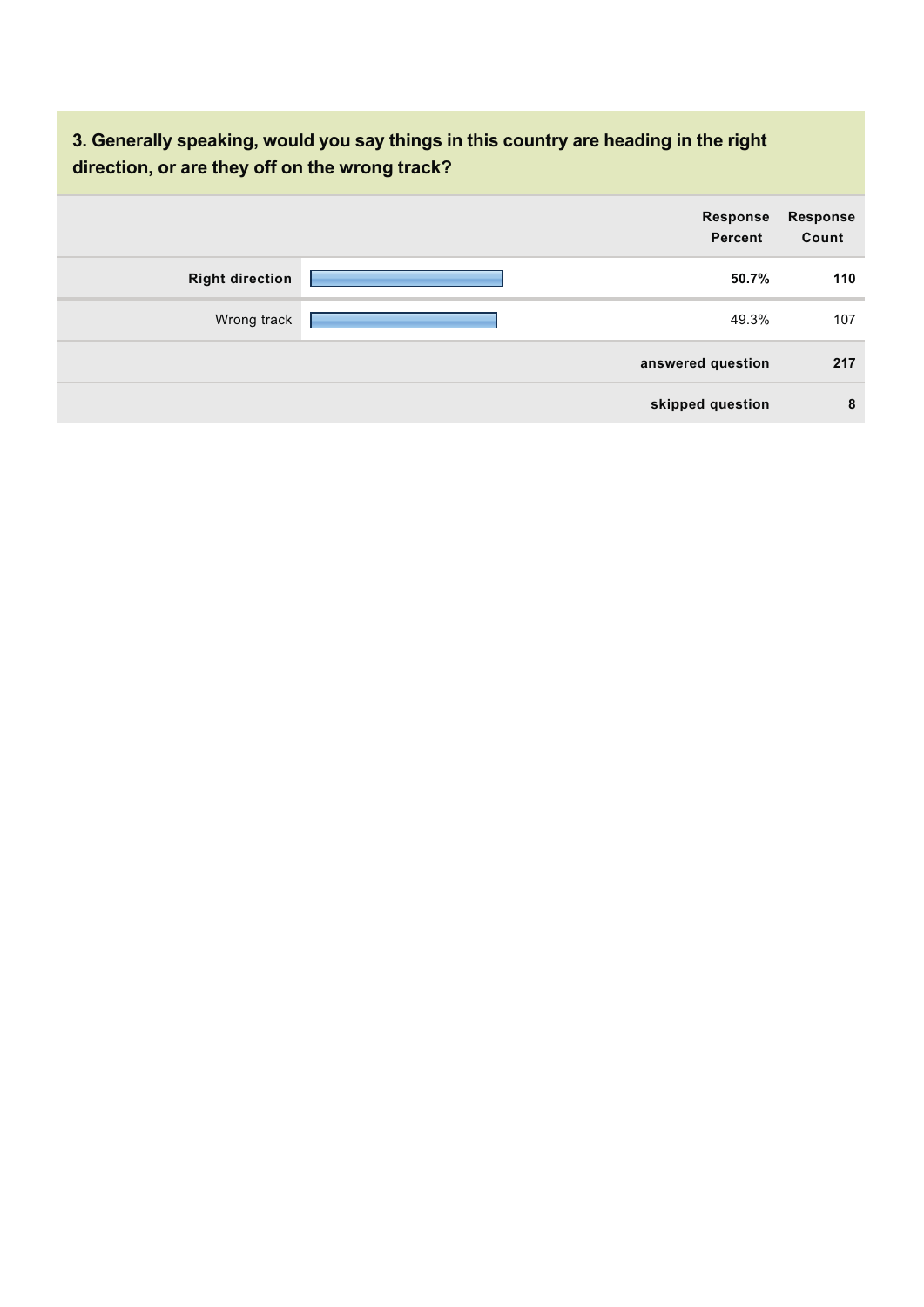### 3. Generally speaking, would you say things in this country are heading in the right direction, or are they off on the wrong track?

| | Response Percent | Response Count |
|---|---|---|
| **Right direction** | **50.7%** | **110** |
| Wrong track | 49.3% | 107 |
| | **answered question** | **217** |
| | **skipped question** | **8** |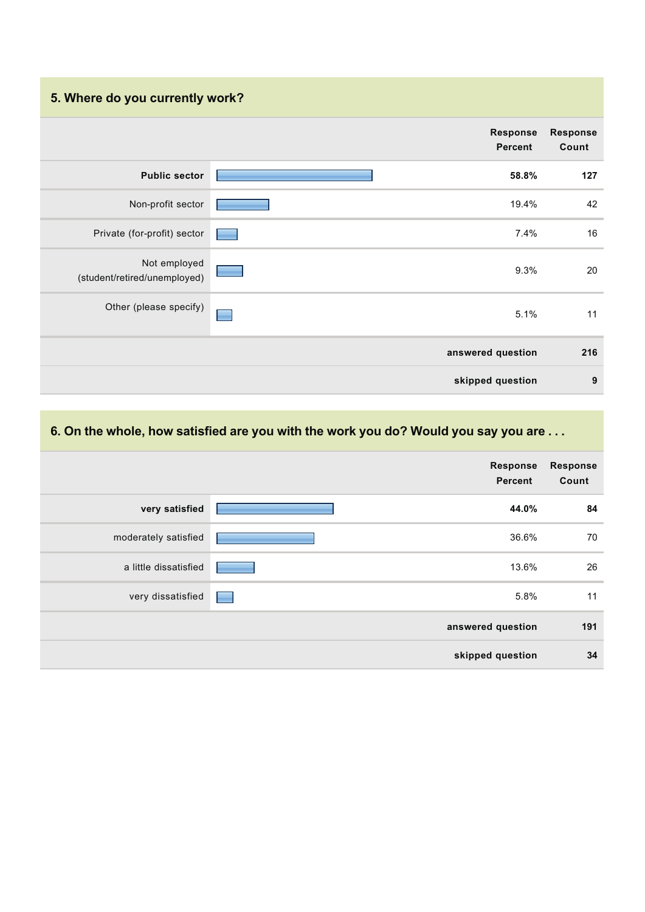## 5. Where do you currently work?

| | Response Percent | Response Count |
|---|---|---|
| **Public sector** | **58.8%** | **127** |
| Non-profit sector | 19.4% | 42 |
| Private (for-profit) sector | 7.4% | 16 |
| Not employed (student/retired/unemployed) | 9.3% | 20 |
| Other (please specify) | 5.1% | 11 |
| | **answered question** | **216** |
| | **skipped question** | **9** |

## 6. On the whole, how satisfied are you with the work you do? Would you say you are . . .

| | Response Percent | Response Count |
|---|---|---|
| **very satisfied** | **44.0%** | **84** |
| moderately satisfied | 36.6% | 70 |
| a little dissatisfied | 13.6% | 26 |
| very dissatisfied | 5.8% | 11 |
| | **answered question** | **191** |
| | **skipped question** | **34** |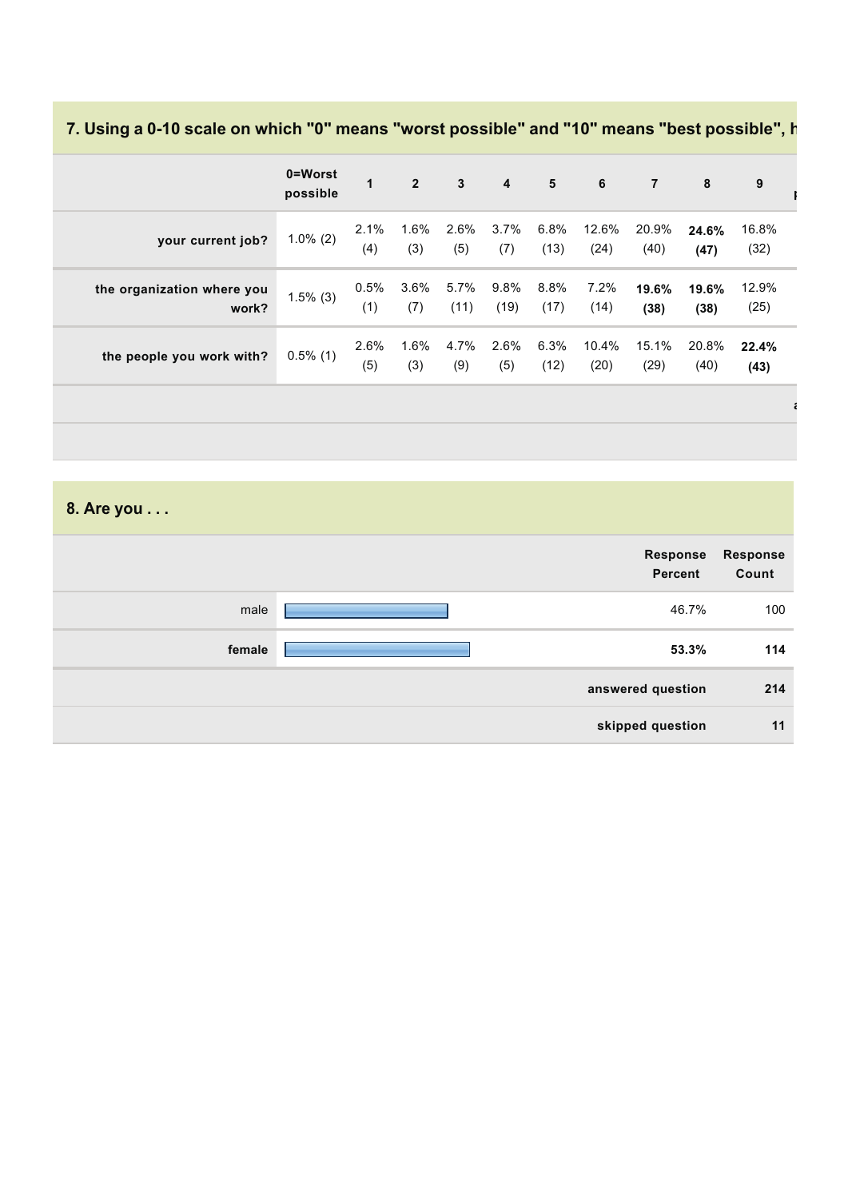## 7. Using a 0-10 scale on which "0" means "worst possible" and "10" means "best possible", h

| | 0=Worst possible | 1 | 2 | 3 | 4 | 5 | 6 | 7 | 8 | 9 |
|---|---|---|---|---|---|---|---|---|---|---|
| your current job? | 1.0% (2) | 2.1% (4) | 1.6% (3) | 2.6% (5) | 3.7% (7) | 6.8% (13) | 12.6% (24) | 20.9% (40) | **24.6% (47)** | 16.8% (32) |
| the organization where you work? | 1.5% (3) | 0.5% (1) | 3.6% (7) | 5.7% (11) | 9.8% (19) | 8.8% (17) | 7.2% (14) | **19.6% (38)** | **19.6% (38)** | 12.9% (25) |
| the people you work with? | 0.5% (1) | 2.6% (5) | 1.6% (3) | 4.7% (9) | 2.6% (5) | 6.3% (12) | 10.4% (20) | 15.1% (29) | 20.8% (40) | **22.4% (43)** |

## 8. Are you . . .

| | Response Percent | Response Count |
|---|---|---|
| male | 46.7% | 100 |
| **female** | **53.3%** | **114** |
| **answered question** | | **214** |
| **skipped question** | | **11** |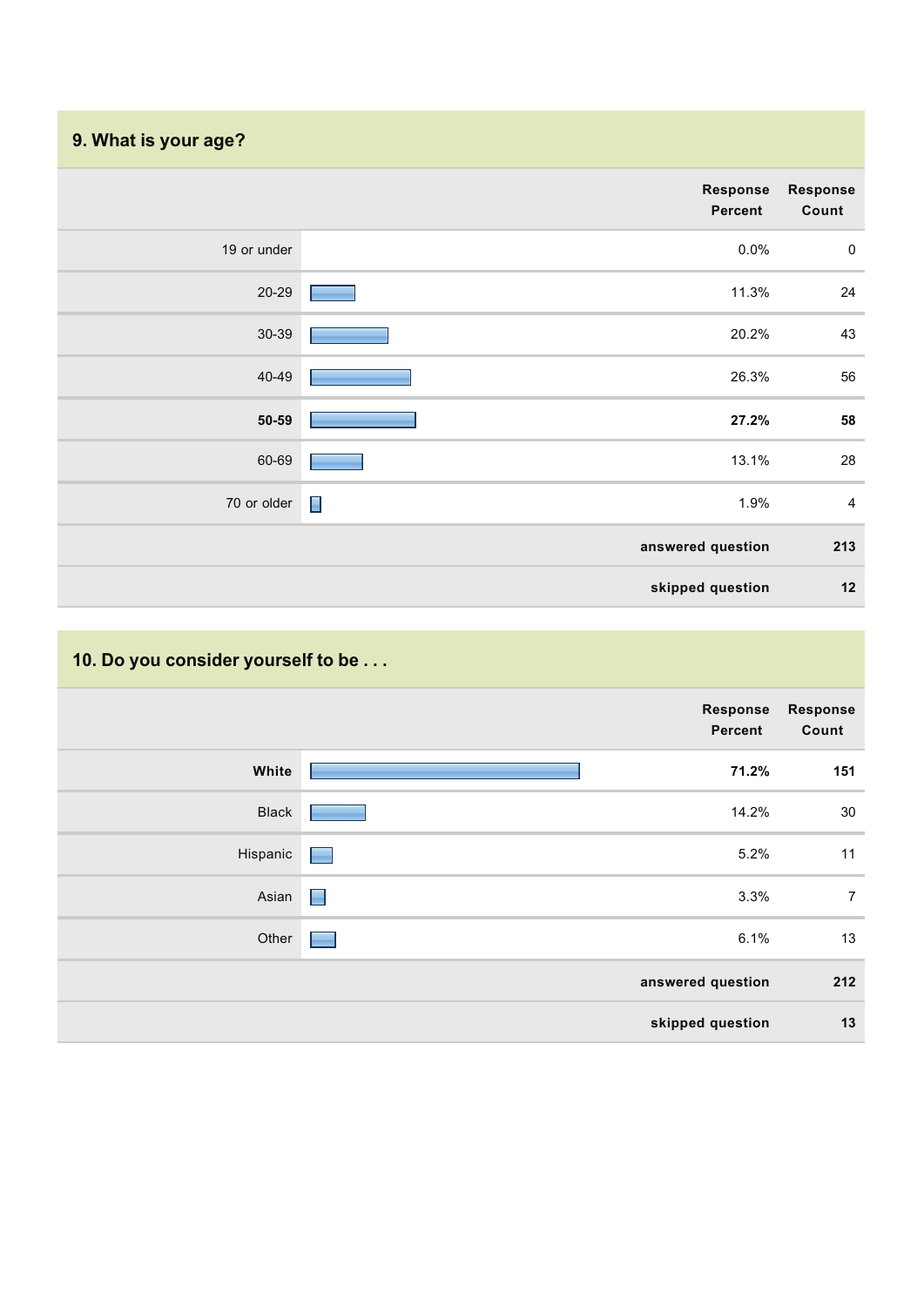## 9. What is your age?

| | Response Percent | Response Count |
|---|---|---|
| 19 or under | 0.0% | 0 |
| 20-29 | 11.3% | 24 |
| 30-39 | 20.2% | 43 |
| 40-49 | 26.3% | 56 |
| **50-59** | **27.2%** | **58** |
| 60-69 | 13.1% | 28 |
| 70 or older | 1.9% | 4 |
| | **answered question** | **213** |
| | **skipped question** | **12** |

## 10. Do you consider yourself to be . . .

| | Response Percent | Response Count |
|---|---|---|
| **White** | **71.2%** | **151** |
| Black | 14.2% | 30 |
| Hispanic | 5.2% | 11 |
| Asian | 3.3% | 7 |
| Other | 6.1% | 13 |
| | **answered question** | **212** |
| | **skipped question** | **13** |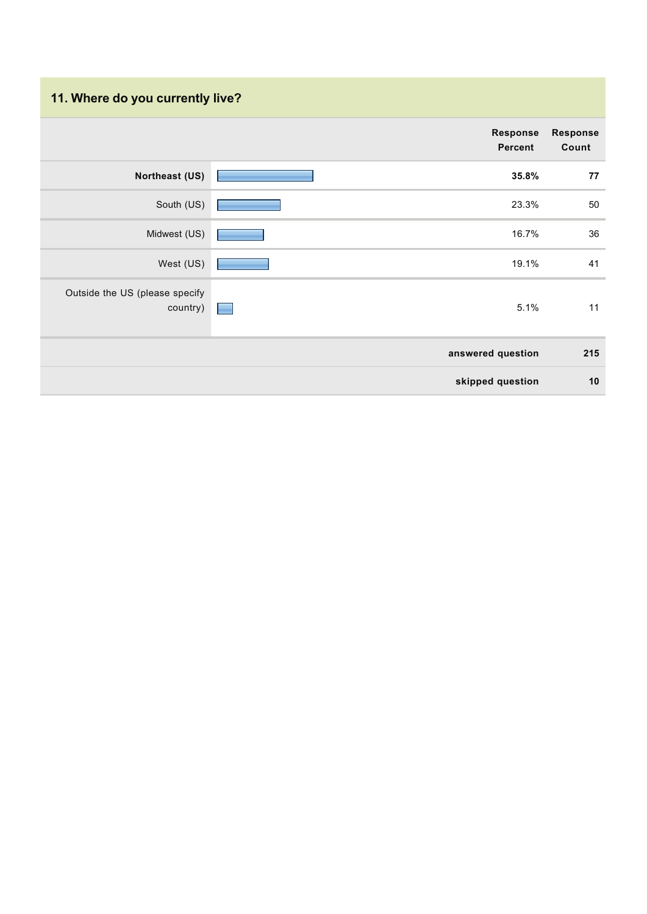## 11. Where do you currently live?

| | Response Percent | Response Count |
|---|---|---|
| **Northeast (US)** | **35.8%** | **77** |
| South (US) | 23.3% | 50 |
| Midwest (US) | 16.7% | 36 |
| West (US) | 19.1% | 41 |
| Outside the US (please specify country) | 5.1% | 11 |
| | **answered question** | **215** |
| | **skipped question** | **10** |